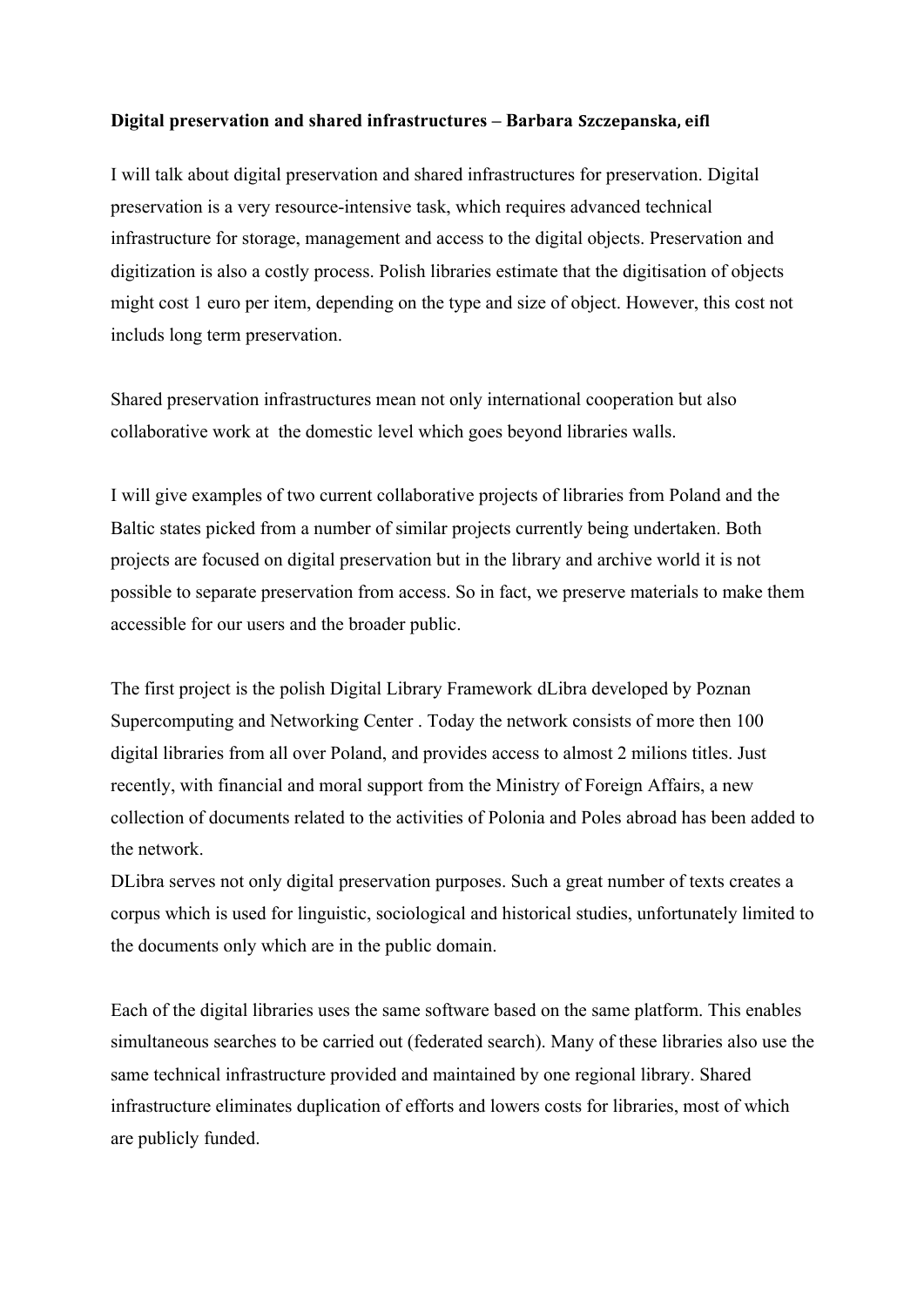**Digital preservation and shared infrastructures – Barbara Szczepanska, eifl**

I will talk about digital preservation and shared infrastructures for preservation. Digital preservation is a very resource-intensive task, which requires advanced technical infrastructure for storage, management and access to the digital objects. Preservation and digitization is also a costly process. Polish libraries estimate that the digitisation of objects might cost 1 euro per item, depending on the type and size of object. However, this cost not includs long term preservation.

Shared preservation infrastructures mean not only international cooperation but also collaborative work at the domestic level which goes beyond libraries walls.

I will give examples of two current collaborative projects of libraries from Poland and the Baltic states picked from a number of similar projects currently being undertaken. Both projects are focused on digital preservation but in the library and archive world it is not possible to separate preservation from access. So in fact, we preserve materials to make them accessible for our users and the broader public.

The first project is the polish Digital Library Framework dLibra developed by Poznan Supercomputing and Networking Center . Today the network consists of more then 100 digital libraries from all over Poland, and provides access to almost 2 milions titles. Just recently, with financial and moral support from the Ministry of Foreign Affairs, a new collection of documents related to the activities of Polonia and Poles abroad has been added to the network.
DLibra serves not only digital preservation purposes. Such a great number of texts creates a corpus which is used for linguistic, sociological and historical studies, unfortunately limited to the documents only which are in the public domain.

Each of the digital libraries uses the same software based on the same platform. This enables simultaneous searches to be carried out (federated search). Many of these libraries also use the same technical infrastructure provided and maintained by one regional library. Shared infrastructure eliminates duplication of efforts and lowers costs for libraries, most of which are publicly funded.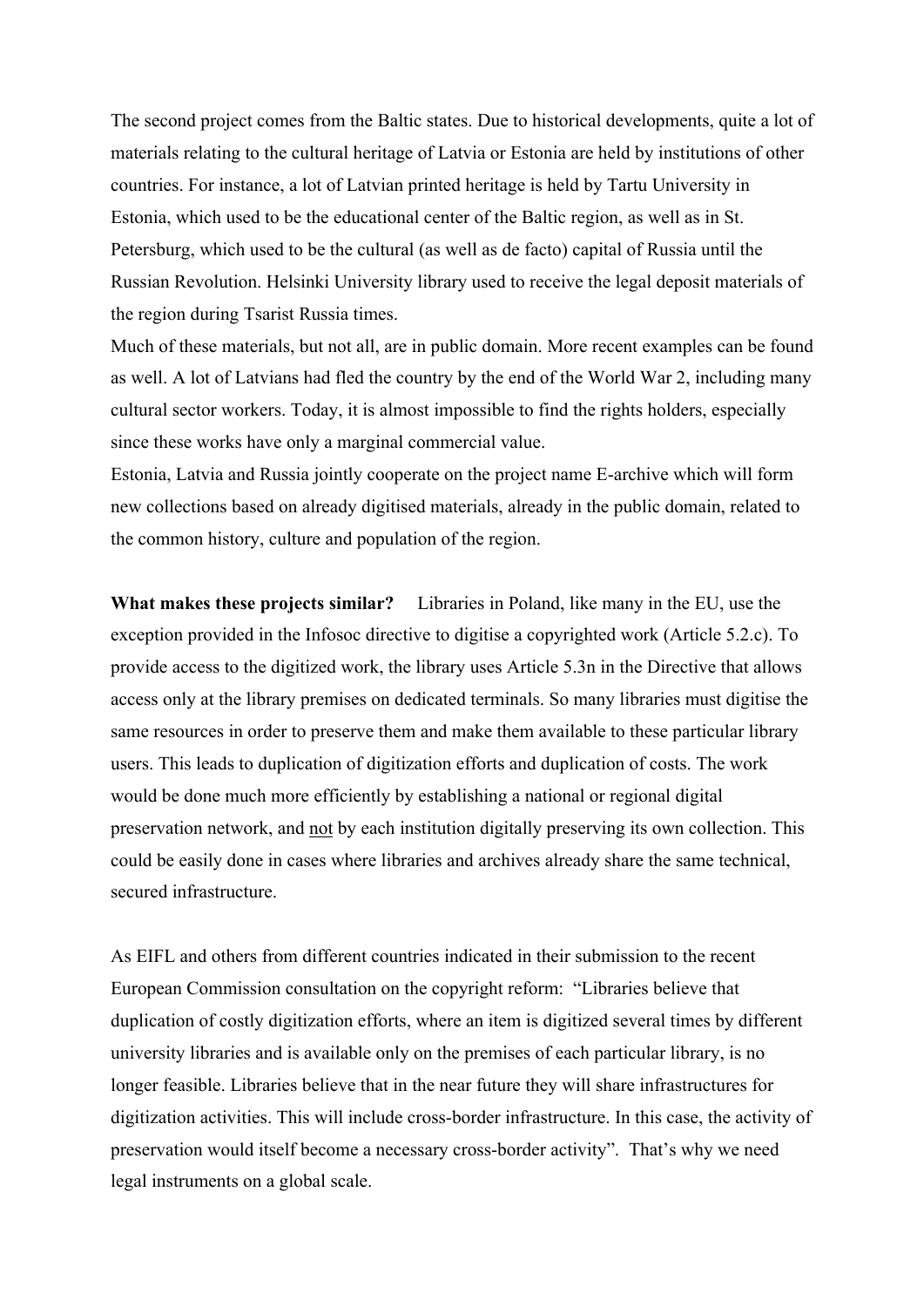The second project comes from the Baltic states. Due to historical developments, quite a lot of materials relating to the cultural heritage of Latvia or Estonia are held by institutions of other countries. For instance, a lot of Latvian printed heritage is held by Tartu University in Estonia, which used to be the educational center of the Baltic region, as well as in St. Petersburg, which used to be the cultural (as well as de facto) capital of Russia until the Russian Revolution. Helsinki University library used to receive the legal deposit materials of the region during Tsarist Russia times.

Much of these materials, but not all, are in public domain. More recent examples can be found as well. A lot of Latvians had fled the country by the end of the World War 2, including many cultural sector workers. Today, it is almost impossible to find the rights holders, especially since these works have only a marginal commercial value.

Estonia, Latvia and Russia jointly cooperate on the project name E-archive which will form new collections based on already digitised materials, already in the public domain, related to the common history, culture and population of the region.

**What makes these projects similar?** Libraries in Poland, like many in the EU, use the exception provided in the Infosoc directive to digitise a copyrighted work (Article 5.2.c). To provide access to the digitized work, the library uses Article 5.3n in the Directive that allows access only at the library premises on dedicated terminals. So many libraries must digitise the same resources in order to preserve them and make them available to these particular library users. This leads to duplication of digitization efforts and duplication of costs. The work would be done much more efficiently by establishing a national or regional digital preservation network, and <u>not</u> by each institution digitally preserving its own collection. This could be easily done in cases where libraries and archives already share the same technical, secured infrastructure.

As EIFL and others from different countries indicated in their submission to the recent European Commission consultation on the copyright reform: "Libraries believe that duplication of costly digitization efforts, where an item is digitized several times by different university libraries and is available only on the premises of each particular library, is no longer feasible. Libraries believe that in the near future they will share infrastructures for digitization activities. This will include cross-border infrastructure. In this case, the activity of preservation would itself become a necessary cross-border activity". That's why we need legal instruments on a global scale.